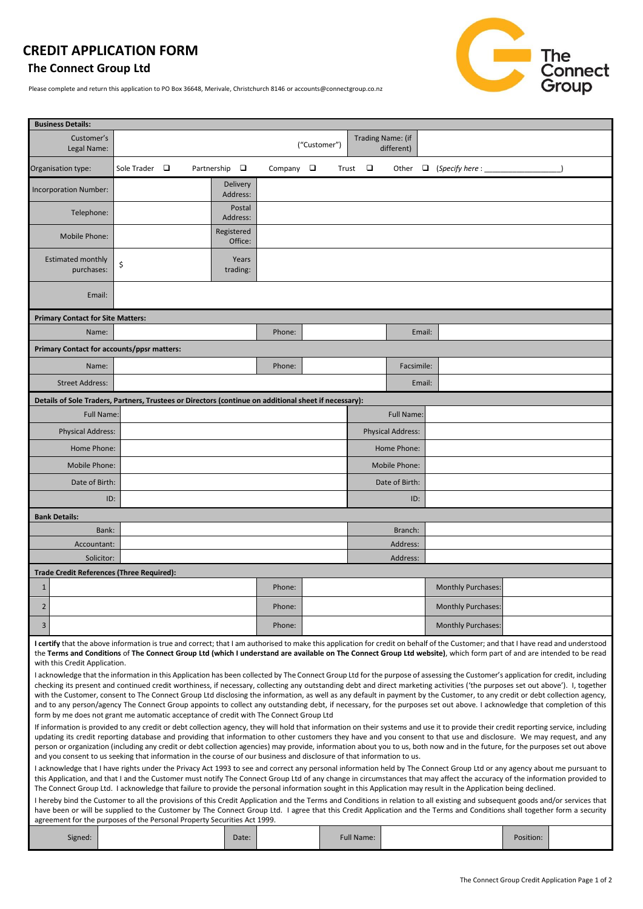# CREDIT APPLICATION FORM

## The Connect Group Ltd

Please complete and return this application to PO Box 36648, Merivale, Christchurch 8146 or accounts@connectgroup.co.nz

| **Business Details:** | | | | | |
|---|---|---|---|---|---|
| Customer's Legal Name: | ("Customer") | | Trading Name: (if different) | | |
| Organisation type: | Sole Trader ❑ | Partnership ❑ | Company ❑ | Trust ❑ | Other ❑ (*Specify here* : _________________) |
| Incorporation Number: | | Delivery Address: | | | |
| Telephone: | | Postal Address: | | | |
| Mobile Phone: | | Registered Office: | | | |
| Estimated monthly purchases: | $ | Years trading: | | | |
| Email: | | | | | |

| **Primary Contact for Site Matters:** | | | | | |
|---|---|---|---|---|---|
| Name: | | Phone: | | Email: | |
| **Primary Contact for accounts/ppsr matters:** | | | | | |
| Name: | | Phone: | | Facsimile: | |
| Street Address: | | | | Email: | |

| **Details of Sole Traders, Partners, Trustees or Directors (continue on additional sheet if necessary):** | | | |
|---|---|---|---|
| Full Name: | | Full Name: | |
| Physical Address: | | Physical Address: | |
| Home Phone: | | Home Phone: | |
| Mobile Phone: | | Mobile Phone: | |
| Date of Birth: | | Date of Birth: | |
| ID: | | ID: | |

| **Bank Details:** | | | |
|---|---|---|---|
| Bank: | | Branch: | |
| Accountant: | | Address: | |
| Solicitor: | | Address: | |

| **Trade Credit References (Three Required):** | | | | | |
|---|---|---|---|---|---|
| 1 | | Phone: | | Monthly Purchases: | |
| 2 | | Phone: | | Monthly Purchases: | |
| 3 | | Phone: | | Monthly Purchases: | |

**I certify** that the above information is true and correct; that I am authorised to make this application for credit on behalf of the Customer; and that I have read and understood the **Terms and Conditions** of **The Connect Group Ltd (which I understand are available on The Connect Group Ltd website)**, which form part of and are intended to be read with this Credit Application.

I acknowledge that the information in this Application has been collected by The Connect Group Ltd for the purpose of assessing the Customer's application for credit, including checking its present and continued credit worthiness, if necessary, collecting any outstanding debt and direct marketing activities ('the purposes set out above'). I, together with the Customer, consent to The Connect Group Ltd disclosing the information, as well as any default in payment by the Customer, to any credit or debt collection agency, and to any person/agency The Connect Group appoints to collect any outstanding debt, if necessary, for the purposes set out above. I acknowledge that completion of this form by me does not grant me automatic acceptance of credit with The Connect Group Ltd

If information is provided to any credit or debt collection agency, they will hold that information on their systems and use it to provide their credit reporting service, including updating its credit reporting database and providing that information to other customers they have and you consent to that use and disclosure. We may request, and any person or organization (including any credit or debt collection agencies) may provide, information about you to us, both now and in the future, for the purposes set out above and you consent to us seeking that information in the course of our business and disclosure of that information to us.

I acknowledge that I have rights under the Privacy Act 1993 to see and correct any personal information held by The Connect Group Ltd or any agency about me pursuant to this Application, and that I and the Customer must notify The Connect Group Ltd of any change in circumstances that may affect the accuracy of the information provided to The Connect Group Ltd. I acknowledge that failure to provide the personal information sought in this Application may result in the Application being declined.

I hereby bind the Customer to all the provisions of this Credit Application and the Terms and Conditions in relation to all existing and subsequent goods and/or services that have been or will be supplied to the Customer by The Connect Group Ltd. I agree that this Credit Application and the Terms and Conditions shall together form a security agreement for the purposes of the Personal Property Securities Act 1999.

| Signed: | | Date: | | Full Name: | | Position: | |
|---|---|---|---|---|---|---|---|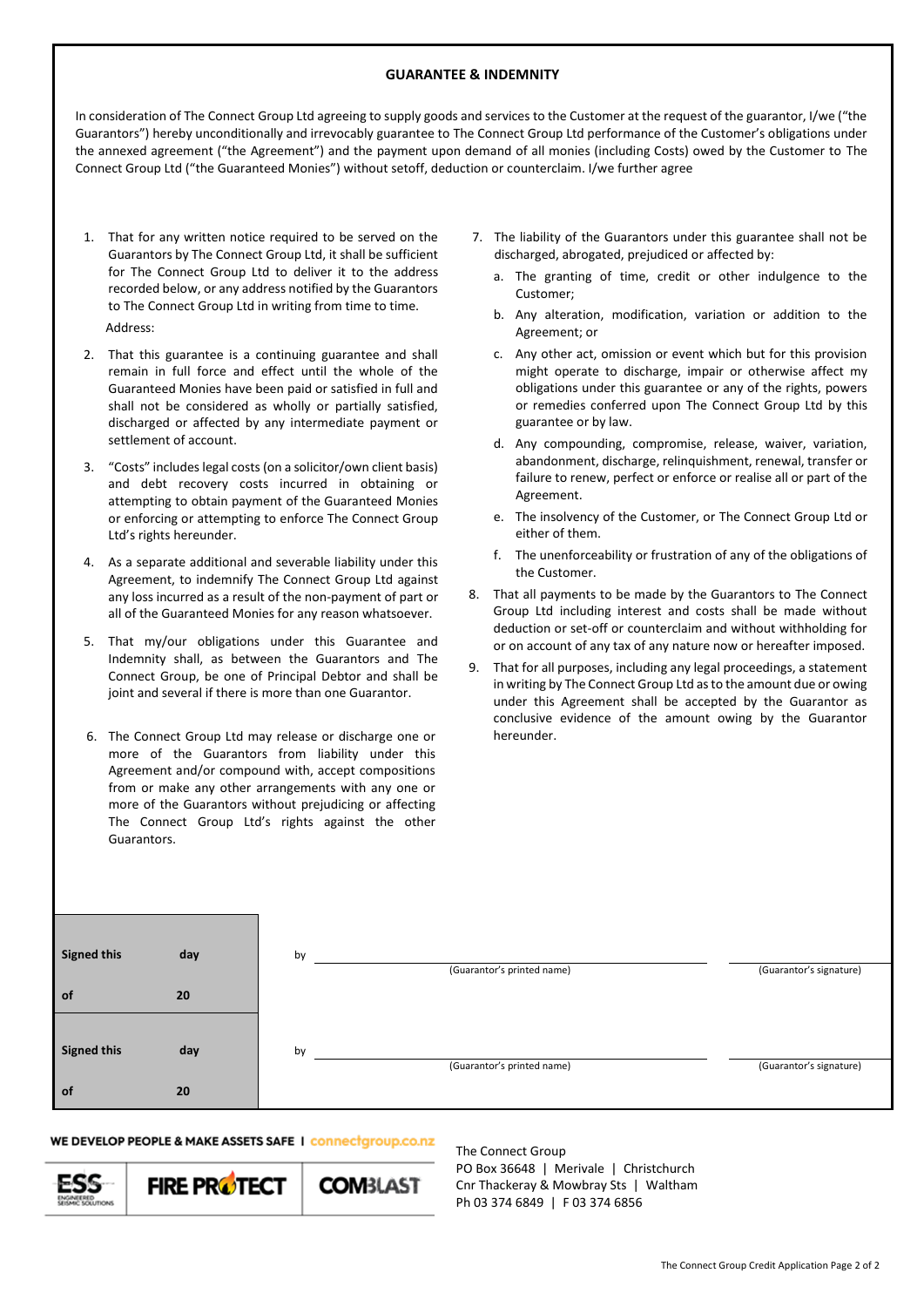## GUARANTEE & INDEMNITY

In consideration of The Connect Group Ltd agreeing to supply goods and services to the Customer at the request of the guarantor, I/we ("the Guarantors") hereby unconditionally and irrevocably guarantee to The Connect Group Ltd performance of the Customer's obligations under the annexed agreement ("the Agreement") and the payment upon demand of all monies (including Costs) owed by the Customer to The Connect Group Ltd ("the Guaranteed Monies") without setoff, deduction or counterclaim. I/we further agree

1. That for any written notice required to be served on the Guarantors by The Connect Group Ltd, it shall be sufficient for The Connect Group Ltd to deliver it to the address recorded below, or any address notified by the Guarantors to The Connect Group Ltd in writing from time to time.

   Address:

2. That this guarantee is a continuing guarantee and shall remain in full force and effect until the whole of the Guaranteed Monies have been paid or satisfied in full and shall not be considered as wholly or partially satisfied, discharged or affected by any intermediate payment or settlement of account.
3. "Costs" includes legal costs (on a solicitor/own client basis) and debt recovery costs incurred in obtaining or attempting to obtain payment of the Guaranteed Monies or enforcing or attempting to enforce The Connect Group Ltd's rights hereunder.
4. As a separate additional and severable liability under this Agreement, to indemnify The Connect Group Ltd against any loss incurred as a result of the non-payment of part or all of the Guaranteed Monies for any reason whatsoever.
5. That my/our obligations under this Guarantee and Indemnity shall, as between the Guarantors and The Connect Group, be one of Principal Debtor and shall be joint and several if there is more than one Guarantor.
6. The Connect Group Ltd may release or discharge one or more of the Guarantors from liability under this Agreement and/or compound with, accept compositions from or make any other arrangements with any one or more of the Guarantors without prejudicing or affecting The Connect Group Ltd's rights against the other Guarantors.
7. The liability of the Guarantors under this guarantee shall not be discharged, abrogated, prejudiced or affected by:
   a. The granting of time, credit or other indulgence to the Customer;
   b. Any alteration, modification, variation or addition to the Agreement; or
   c. Any other act, omission or event which but for this provision might operate to discharge, impair or otherwise affect my obligations under this guarantee or any of the rights, powers or remedies conferred upon The Connect Group Ltd by this guarantee or by law.
   d. Any compounding, compromise, release, waiver, variation, abandonment, discharge, relinquishment, renewal, transfer or failure to renew, perfect or enforce or realise all or part of the Agreement.
   e. The insolvency of the Customer, or The Connect Group Ltd or either of them.
   f. The unenforceability or frustration of any of the obligations of the Customer.
8. That all payments to be made by the Guarantors to The Connect Group Ltd including interest and costs shall be made without deduction or set-off or counterclaim and without withholding for or on account of any tax of any nature now or hereafter imposed.
9. That for all purposes, including any legal proceedings, a statement in writing by The Connect Group Ltd as to the amount due or owing under this Agreement shall be accepted by the Guarantor as conclusive evidence of the amount owing by the Guarantor hereunder.

| | | | | |
|---|---|---|---|---|
| **Signed this** | **day** | by | (Guarantor's printed name) | (Guarantor's signature) |
| **of** | **20** | | | |
| **Signed this** | **day** | by | (Guarantor's printed name) | (Guarantor's signature) |
| **of** | **20** | | | |

**WE DEVELOP PEOPLE & MAKE ASSETS SAFE | connectgroup.co.nz**

ESS ENGINEERED SEISMIC SOLUTIONS | FIRE PROTECT | COMBLAST

The Connect Group
PO Box 36648 | Merivale | Christchurch
Cnr Thackeray & Mowbray Sts | Waltham
Ph 03 374 6849 | F 03 374 6856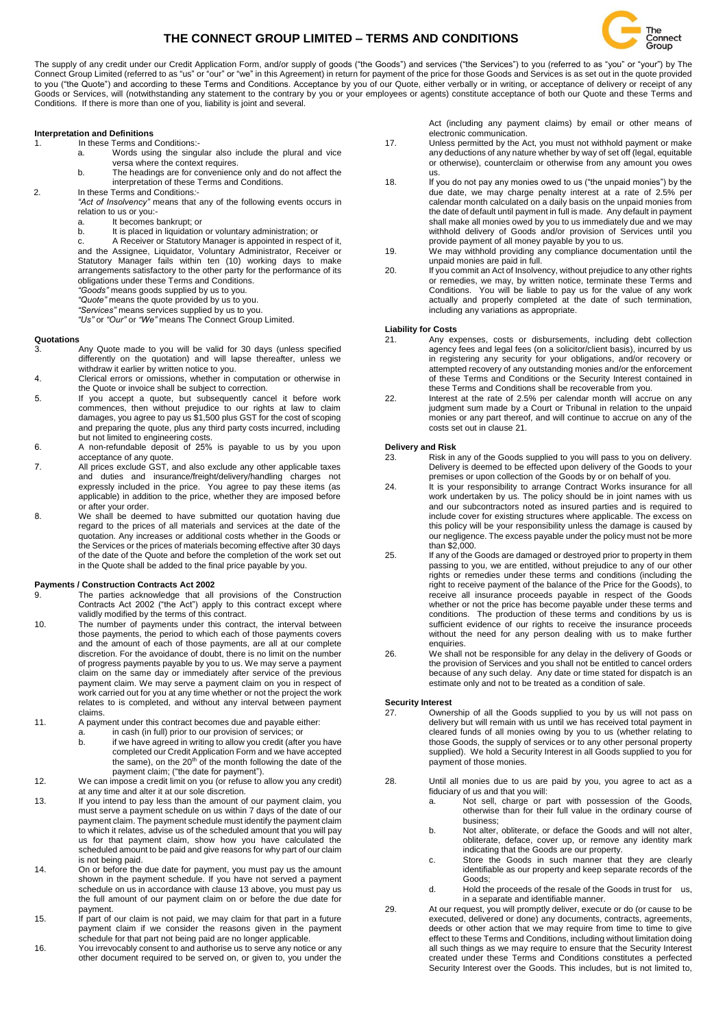# THE CONNECT GROUP LIMITED – TERMS AND CONDITIONS

The supply of any credit under our Credit Application Form, and/or supply of goods ("the Goods") and services ("the Services") to you (referred to as "you" or "your") by The Connect Group Limited (referred to as "us" or "our" or "we" in this Agreement) in return for payment of the price for those Goods and Services is as set out in the quote provided to you ("the Quote") and according to these Terms and Conditions. Acceptance by you of our Quote, either verbally or in writing, or acceptance of delivery or receipt of any Goods or Services, will (notwithstanding any statement to the contrary by you or your employees or agents) constitute acceptance of both our Quote and these Terms and Conditions. If there is more than one of you, liability is joint and several.

**Interpretation and Definitions**

1. In these Terms and Conditions:-
   a. Words using the singular also include the plural and vice versa where the context requires.
   b. The headings are for convenience only and do not affect the interpretation of these Terms and Conditions.
2. In these Terms and Conditions:-

   *"Act of Insolvency"* means that any of the following events occurs in relation to us or you:-
   a. It becomes bankrupt; or
   b. It is placed in liquidation or voluntary administration; or
   c. A Receiver or Statutory Manager is appointed in respect of it,

   and the Assignee, Liquidator, Voluntary Administrator, Receiver or Statutory Manager fails within ten (10) working days to make arrangements satisfactory to the other party for the performance of its obligations under these Terms and Conditions.

   *"Goods"* means goods supplied by us to you.

   *"Quote"* means the quote provided by us to you.

   *"Services"* means services supplied by us to you.

   *"Us"* or *"Our"* or *"We"* means The Connect Group Limited.

**Quotations**

3. Any Quote made to you will be valid for 30 days (unless specified differently on the quotation) and will lapse thereafter, unless we withdraw it earlier by written notice to you.
4. Clerical errors or omissions, whether in computation or otherwise in the Quote or invoice shall be subject to correction.
5. If you accept a quote, but subsequently cancel it before work commences, then without prejudice to our rights at law to claim damages, you agree to pay us $1,500 plus GST for the cost of scoping and preparing the quote, plus any third party costs incurred, including but not limited to engineering costs.
6. A non-refundable deposit of 25% is payable to us by you upon acceptance of any quote.
7. All prices exclude GST, and also exclude any other applicable taxes and duties and insurance/freight/delivery/handling charges not expressly included in the price. You agree to pay these items (as applicable) in addition to the price, whether they are imposed before or after your order.
8. We shall be deemed to have submitted our quotation having due regard to the prices of all materials and services at the date of the quotation. Any increases or additional costs whether in the Goods or the Services or the prices of materials becoming effective after 30 days of the date of the Quote and before the completion of the work set out in the Quote shall be added to the final price payable by you.

**Payments / Construction Contracts Act 2002**

9. The parties acknowledge that all provisions of the Construction Contracts Act 2002 ("the Act") apply to this contract except where validly modified by the terms of this contract.
10. The number of payments under this contract, the interval between those payments, the period to which each of those payments covers and the amount of each of those payments, are all at our complete discretion. For the avoidance of doubt, there is no limit on the number of progress payments payable by you to us. We may serve a payment claim on the same day or immediately after service of the previous payment claim. We may serve a payment claim on you in respect of work carried out for you at any time whether or not the project the work relates to is completed, and without any interval between payment claims.
11. A payment under this contract becomes due and payable either:
    a. in cash (in full) prior to our provision of services; or
    b. if we have agreed in writing to allow you credit (after you have completed our Credit Application Form and we have accepted the same), on the 20th of the month following the date of the payment claim; ("the date for payment").
12. We can impose a credit limit on you (or refuse to allow you any credit) at any time and alter it at our sole discretion.
13. If you intend to pay less than the amount of our payment claim, you must serve a payment schedule on us within 7 days of the date of our payment claim. The payment schedule must identify the payment claim to which it relates, advise us of the scheduled amount that you will pay us for that payment claim, show how you have calculated the scheduled amount to be paid and give reasons for why part of our claim is not being paid.
14. On or before the due date for payment, you must pay us the amount shown in the payment schedule. If you have not served a payment schedule on us in accordance with clause 13 above, you must pay us the full amount of our payment claim on or before the due date for payment.
15. If part of our claim is not paid, we may claim for that part in a future payment claim if we consider the reasons given in the payment schedule for that part not being paid are no longer applicable.
16. You irrevocably consent to and authorise us to serve any notice or any other document required to be served on, or given to, you under the Act (including any payment claims) by email or other means of electronic communication.
17. Unless permitted by the Act, you must not withhold payment or make any deductions of any nature whether by way of set off (legal, equitable or otherwise), counterclaim or otherwise from any amount you owes us.
18. If you do not pay any monies owed to us ("the unpaid monies") by the due date, we may charge penalty interest at a rate of 2.5% per calendar month calculated on a daily basis on the unpaid monies from the date of default until payment in full is made. Any default in payment shall make all monies owed by you to us immediately due and we may withhold delivery of Goods and/or provision of Services until you provide payment of all money payable by you to us.
19. We may withhold providing any compliance documentation until the unpaid monies are paid in full.
20. If you commit an Act of Insolvency, without prejudice to any other rights or remedies, we may, by written notice, terminate these Terms and Conditions. You will be liable to pay us for the value of any work actually and properly completed at the date of such termination, including any variations as appropriate.

**Liability for Costs**

21. Any expenses, costs or disbursements, including debt collection agency fees and legal fees (on a solicitor/client basis), incurred by us in registering any security for your obligations, and/or recovery or attempted recovery of any outstanding monies and/or the enforcement of these Terms and Conditions or the Security Interest contained in these Terms and Conditions shall be recoverable from you.
22. Interest at the rate of 2.5% per calendar month will accrue on any judgment sum made by a Court or Tribunal in relation to the unpaid monies or any part thereof, and will continue to accrue on any of the costs set out in clause 21.

**Delivery and Risk**

23. Risk in any of the Goods supplied to you will pass to you on delivery. Delivery is deemed to be effected upon delivery of the Goods to your premises or upon collection of the Goods by or on behalf of you.
24. It is your responsibility to arrange Contract Works insurance for all work undertaken by us. The policy should be in joint names with us and our subcontractors noted as insured parties and is required to include cover for existing structures where applicable. The excess on this policy will be your responsibility unless the damage is caused by our negligence. The excess payable under the policy must not be more than $2,000.
25. If any of the Goods are damaged or destroyed prior to property in them passing to you, we are entitled, without prejudice to any of our other rights or remedies under these terms and conditions (including the right to receive payment of the balance of the Price for the Goods), to receive all insurance proceeds payable in respect of the Goods whether or not the price has become payable under these terms and conditions. The production of these terms and conditions by us is sufficient evidence of our rights to receive the insurance proceeds without the need for any person dealing with us to make further enquiries.
26. We shall not be responsible for any delay in the delivery of Goods or the provision of Services and you shall not be entitled to cancel orders because of any such delay. Any date or time stated for dispatch is an estimate only and not to be treated as a condition of sale.

**Security Interest**

27. Ownership of all the Goods supplied to you by us will not pass on delivery but will remain with us until we has received total payment in cleared funds of all monies owing by you to us (whether relating to those Goods, the supply of services or to any other personal property supplied). We hold a Security Interest in all Goods supplied to you for payment of those monies.
28. Until all monies due to us are paid by you, you agree to act as a fiduciary of us and that you will:
    a. Not sell, charge or part with possession of the Goods, otherwise than for their full value in the ordinary course of business;
    b. Not alter, obliterate, or deface the Goods and will not alter, obliterate, deface, cover up, or remove any identity mark indicating that the Goods are our property.
    c. Store the Goods in such manner that they are clearly identifiable as our property and keep separate records of the Goods;
    d. Hold the proceeds of the resale of the Goods in trust for us, in a separate and identifiable manner.
29. At our request, you will promptly deliver, execute or do (or cause to be executed, delivered or done) any documents, contracts, agreements, deeds or other action that we may require from time to time to give effect to these Terms and Conditions, including without limitation doing all such things as we may require to ensure that the Security Interest created under these Terms and Conditions constitutes a perfected Security Interest over the Goods. This includes, but is not limited to,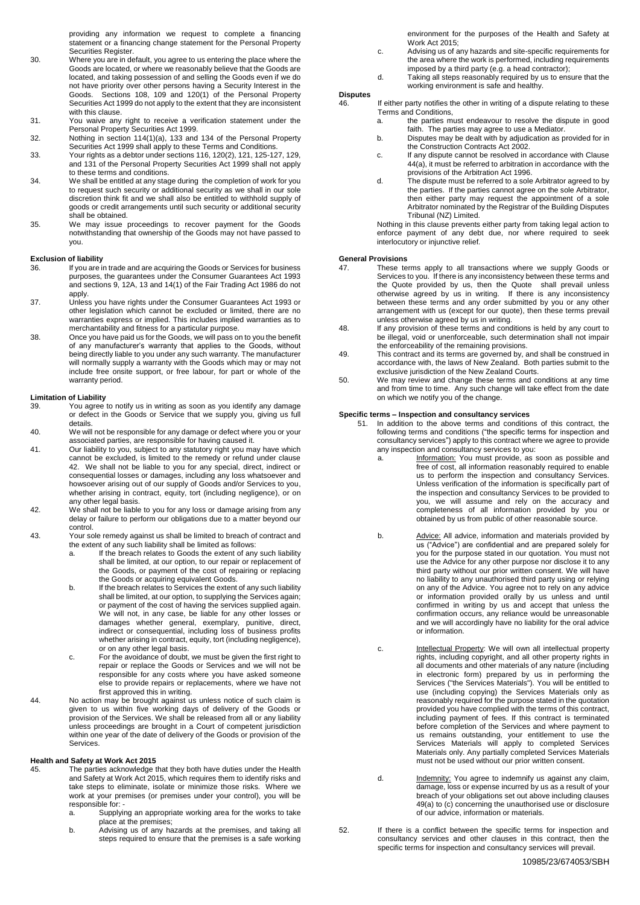providing any information we request to complete a financing statement or a financing change statement for the Personal Property Securities Register.

30. Where you are in default, you agree to us entering the place where the Goods are located, or where we reasonably believe that the Goods are located, and taking possession of and selling the Goods even if we do not have priority over other persons having a Security Interest in the Goods. Sections 108, 109 and 120(1) of the Personal Property Securities Act 1999 do not apply to the extent that they are inconsistent with this clause.
31. You waive any right to receive a verification statement under the Personal Property Securities Act 1999.
32. Nothing in section 114(1)(a), 133 and 134 of the Personal Property Securities Act 1999 shall apply to these Terms and Conditions.
33. Your rights as a debtor under sections 116, 120(2), 121, 125-127, 129, and 131 of the Personal Property Securities Act 1999 shall not apply to these terms and conditions.
34. We shall be entitled at any stage during the completion of work for you to request such security or additional security as we shall in our sole discretion think fit and we shall also be entitled to withhold supply of goods or credit arrangements until such security or additional security shall be obtained.
35. We may issue proceedings to recover payment for the Goods notwithstanding that ownership of the Goods may not have passed to you.

**Exclusion of liability**

36. If you are in trade and are acquiring the Goods or Services for business purposes, the guarantees under the Consumer Guarantees Act 1993 and sections 9, 12A, 13 and 14(1) of the Fair Trading Act 1986 do not apply.
37. Unless you have rights under the Consumer Guarantees Act 1993 or other legislation which cannot be excluded or limited, there are no warranties express or implied. This includes implied warranties as to merchantability and fitness for a particular purpose.
38. Once you have paid us for the Goods, we will pass on to you the benefit of any manufacturer's warranty that applies to the Goods, without being directly liable to you under any such warranty. The manufacturer will normally supply a warranty with the Goods which may or may not include free onsite support, or free labour, for part or whole of the warranty period.

**Limitation of Liability**

39. You agree to notify us in writing as soon as you identify any damage or defect in the Goods or Service that we supply you, giving us full details.
40. We will not be responsible for any damage or defect where you or your associated parties, are responsible for having caused it.
41. Our liability to you, subject to any statutory right you may have which cannot be excluded, is limited to the remedy or refund under clause 42. We shall not be liable to you for any special, direct, indirect or consequential losses or damages, including any loss whatsoever and howsoever arising out of our supply of Goods and/or Services to you, whether arising in contract, equity, tort (including negligence), or on any other legal basis.
42. We shall not be liable to you for any loss or damage arising from any delay or failure to perform our obligations due to a matter beyond our control.
43. Your sole remedy against us shall be limited to breach of contract and the extent of any such liability shall be limited as follows:
    a. If the breach relates to Goods the extent of any such liability shall be limited, at our option, to our repair or replacement of the Goods, or payment of the cost of repairing or replacing the Goods or acquiring equivalent Goods.
    b. If the breach relates to Services the extent of any such liability shall be limited, at our option, to supplying the Services again; or payment of the cost of having the services supplied again. We will not, in any case, be liable for any other losses or damages whether general, exemplary, punitive, direct, indirect or consequential, including loss of business profits whether arising in contract, equity, tort (including negligence), or on any other legal basis.
    c. For the avoidance of doubt, we must be given the first right to repair or replace the Goods or Services and we will not be responsible for any costs where you have asked someone else to provide repairs or replacements, where we have not first approved this in writing.
44. No action may be brought against us unless notice of such claim is given to us within five working days of delivery of the Goods or provision of the Services. We shall be released from all or any liability unless proceedings are brought in a Court of competent jurisdiction within one year of the date of delivery of the Goods or provision of the Services.

**Health and Safety at Work Act 2015**

45. The parties acknowledge that they both have duties under the Health and Safety at Work Act 2015, which requires them to identify risks and take steps to eliminate, isolate or minimize those risks. Where we work at your premises (or premises under your control), you will be responsible for: -
    a. Supplying an appropriate working area for the works to take place at the premises;
    b. Advising us of any hazards at the premises, and taking all steps required to ensure that the premises is a safe working environment for the purposes of the Health and Safety at Work Act 2015;
    c. Advising us of any hazards and site-specific requirements for the area where the work is performed, including requirements imposed by a third party (e.g. a head contractor);
    d. Taking all steps reasonably required by us to ensure that the working environment is safe and healthy.

**Disputes**

46. If either party notifies the other in writing of a dispute relating to these Terms and Conditions,
    a. the parties must endeavour to resolve the dispute in good faith. The parties may agree to use a Mediator.
    b. Disputes may be dealt with by adjudication as provided for in the Construction Contracts Act 2002.
    c. If any dispute cannot be resolved in accordance with Clause 44(a), it must be referred to arbitration in accordance with the provisions of the Arbitration Act 1996.
    d. The dispute must be referred to a sole Arbitrator agreed to by the parties. If the parties cannot agree on the sole Arbitrator, then either party may request the appointment of a sole Arbitrator nominated by the Registrar of the Building Disputes Tribunal (NZ) Limited.

    Nothing in this clause prevents either party from taking legal action to enforce payment of any debt due, nor where required to seek interlocutory or injunctive relief.

**General Provisions**

47. These terms apply to all transactions where we supply Goods or Services to you. If there is any inconsistency between these terms and the Quote provided by us, then the Quote shall prevail unless otherwise agreed by us in writing. If there is any inconsistency between these terms and any order submitted by you or any other arrangement with us (except for our quote), then these terms prevail unless otherwise agreed by us in writing.
48. If any provision of these terms and conditions is held by any court to be illegal, void or unenforceable, such determination shall not impair the enforceability of the remaining provisions.
49. This contract and its terms are governed by, and shall be construed in accordance with, the laws of New Zealand. Both parties submit to the exclusive jurisdiction of the New Zealand Courts.
50. We may review and change these terms and conditions at any time and from time to time. Any such change will take effect from the date on which we notify you of the change.

**Specific terms – Inspection and consultancy services**

51. In addition to the above terms and conditions of this contract, the following terms and conditions ("the specific terms for inspection and consultancy services") apply to this contract where we agree to provide any inspection and consultancy services to you:
    a. Information: You must provide, as soon as possible and free of cost, all information reasonably required to enable us to perform the inspection and consultancy Services. Unless verification of the information is specifically part of the inspection and consultancy Services to be provided to you, we will assume and rely on the accuracy and completeness of all information provided by you or obtained by us from public of other reasonable source.
    b. Advice: All advice, information and materials provided by us ("Advice") are confidential and are prepared solely for you for the purpose stated in our quotation. You must not use the Advice for any other purpose nor disclose it to any third party without our prior written consent. We will have no liability to any unauthorised third party using or relying on any of the Advice. You agree not to rely on any advice or information provided orally by us unless and until confirmed in writing by us and accept that unless the confirmation occurs, any reliance would be unreasonable and we will accordingly have no liability for the oral advice or information.
    c. Intellectual Property: We will own all intellectual property rights, including copyright, and all other property rights in all documents and other materials of any nature (including in electronic form) prepared by us in performing the Services ("the Services Materials"). You will be entitled to use (including copying) the Services Materials only as reasonably required for the purpose stated in the quotation provided you have complied with the terms of this contract, including payment of fees. If this contract is terminated before completion of the Services and where payment to us remains outstanding, your entitlement to use the Services Materials will apply to completed Services Materials only. Any partially completed Services Materials must not be used without our prior written consent.
    d. Indemnity: You agree to indemnify us against any claim, damage, loss or expense incurred by us as a result of your breach of your obligations set out above including clauses 49(a) to (c) concerning the unauthorised use or disclosure of our advice, information or materials.
52. If there is a conflict between the specific terms for inspection and consultancy services and other clauses in this contract, then the specific terms for inspection and consultancy services will prevail.

10985/23/674053/SBH